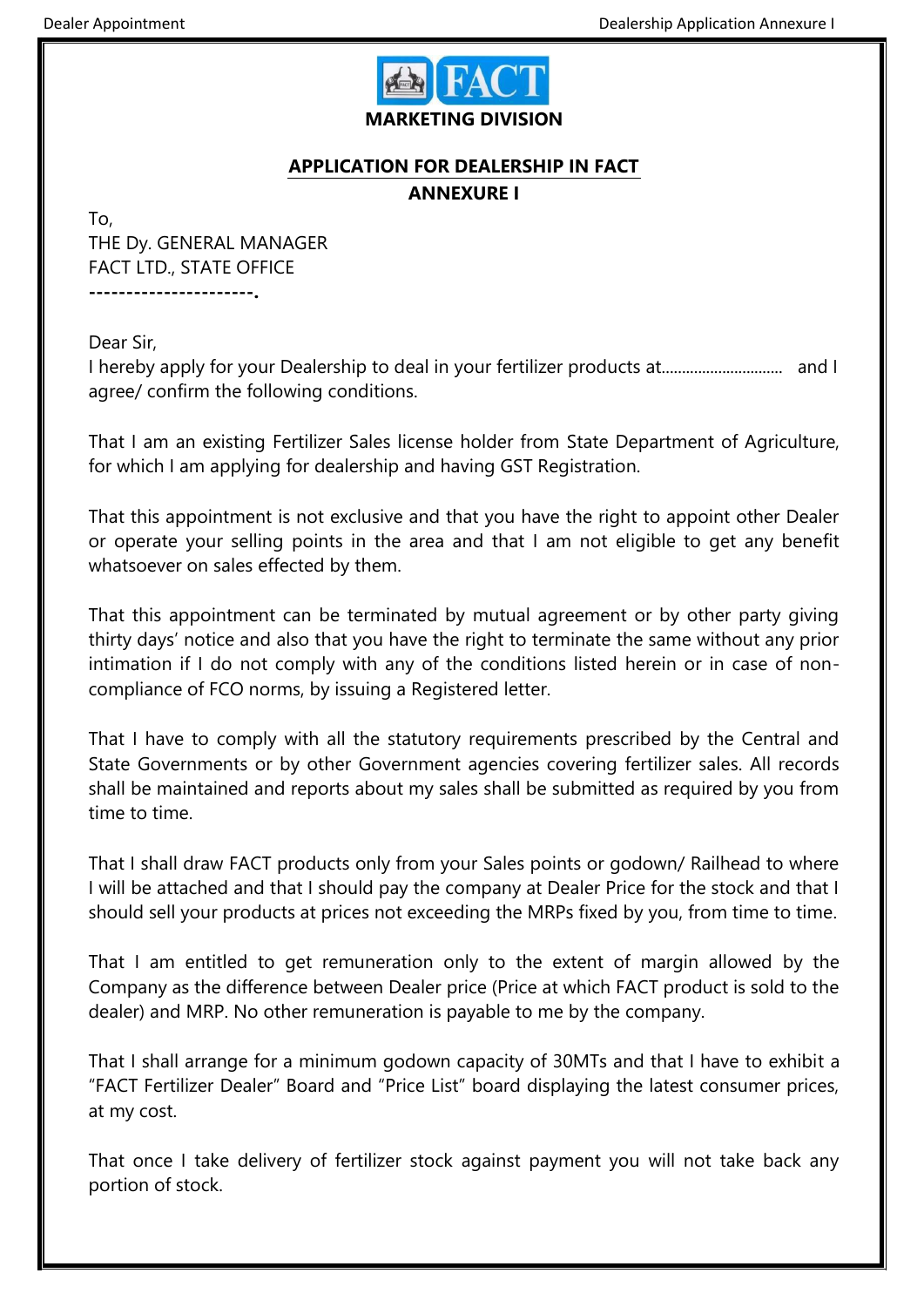**MARKETING DIVISION**

## APPLICATION FOR DEALERSHIP IN FACT

### ANNEXURE I

To,  
THE Dy. GENERAL MANAGER  
FACT LTD., STATE OFFICE  
----------------------.

Dear Sir,  
I hereby apply for your Dealership to deal in your fertilizer products at.............................. and I agree/ confirm the following conditions.

That I am an existing Fertilizer Sales license holder from State Department of Agriculture, for which I am applying for dealership and having GST Registration.

That this appointment is not exclusive and that you have the right to appoint other Dealer or operate your selling points in the area and that I am not eligible to get any benefit whatsoever on sales effected by them.

That this appointment can be terminated by mutual agreement or by other party giving thirty days' notice and also that you have the right to terminate the same without any prior intimation if I do not comply with any of the conditions listed herein or in case of non-compliance of FCO norms, by issuing a Registered letter.

That I have to comply with all the statutory requirements prescribed by the Central and State Governments or by other Government agencies covering fertilizer sales. All records shall be maintained and reports about my sales shall be submitted as required by you from time to time.

That I shall draw FACT products only from your Sales points or godown/ Railhead to where I will be attached and that I should pay the company at Dealer Price for the stock and that I should sell your products at prices not exceeding the MRPs fixed by you, from time to time.

That I am entitled to get remuneration only to the extent of margin allowed by the Company as the difference between Dealer price (Price at which FACT product is sold to the dealer) and MRP. No other remuneration is payable to me by the company.

That I shall arrange for a minimum godown capacity of 30MTs and that I have to exhibit a "FACT Fertilizer Dealer" Board and "Price List" board displaying the latest consumer prices, at my cost.

That once I take delivery of fertilizer stock against payment you will not take back any portion of stock.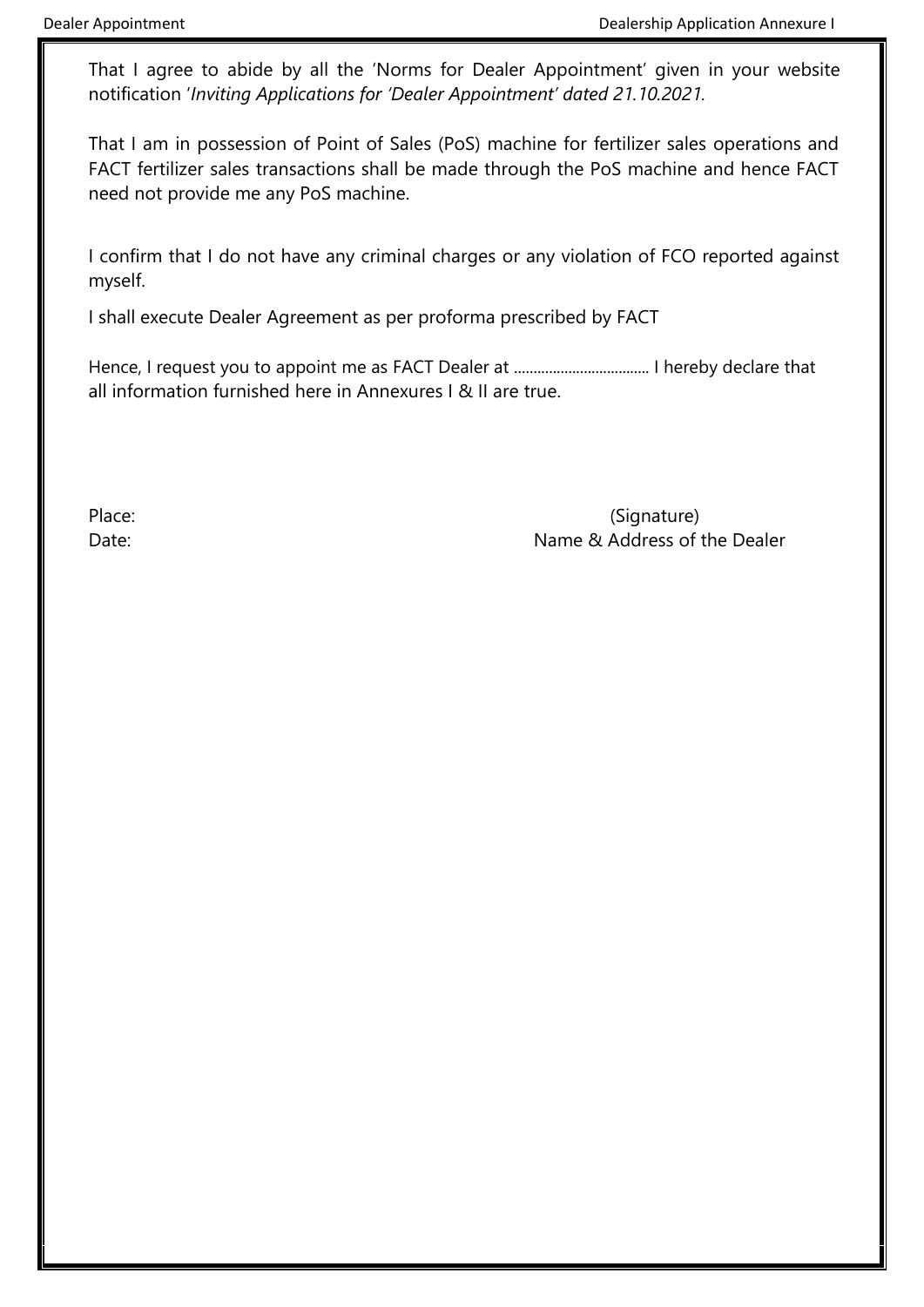That I agree to abide by all the 'Norms for Dealer Appointment' given in your website notification '*Inviting Applications for 'Dealer Appointment' dated 21.10.2021*.

That I am in possession of Point of Sales (PoS) machine for fertilizer sales operations and FACT fertilizer sales transactions shall be made through the PoS machine and hence FACT need not provide me any PoS machine.

I confirm that I do not have any criminal charges or any violation of FCO reported against myself.

I shall execute Dealer Agreement as per proforma prescribed by FACT

Hence, I request you to appoint me as FACT Dealer at ................................... I hereby declare that all information furnished here in Annexures I & II are true.

Place: (Signature)

Date: Name & Address of the Dealer